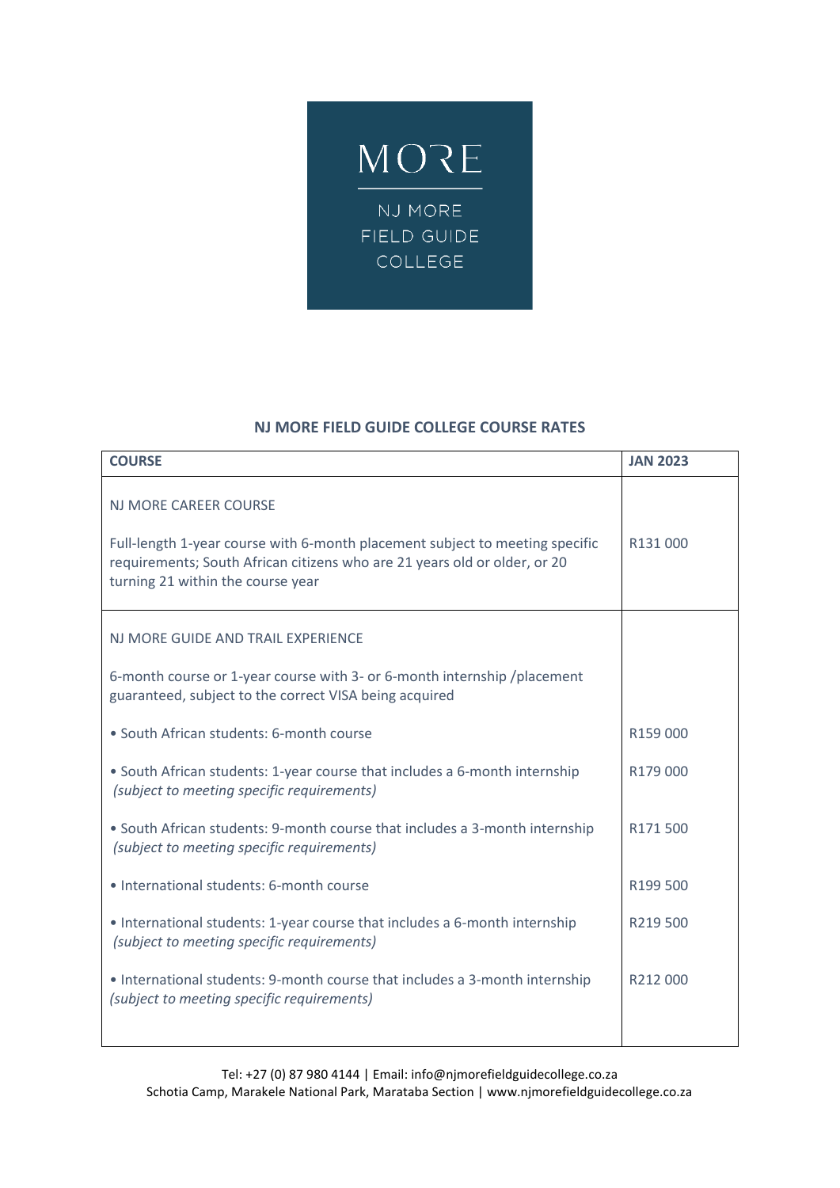MORE

NJ MORE FIELD GUIDE COLLEGE

## NJ MORE FIELD GUIDE COLLEGE COURSE RATES

| COURSE | JAN 2023 |
|---|---|
| NJ MORE CAREER COURSE<br><br>Full-length 1-year course with 6-month placement subject to meeting specific requirements; South African citizens who are 21 years old or older, or 20 turning 21 within the course year | R131 000 |
| NJ MORE GUIDE AND TRAIL EXPERIENCE<br><br>6-month course or 1-year course with 3- or 6-month internship /placement guaranteed, subject to the correct VISA being acquired | |
| • South African students: 6-month course | R159 000 |
| • South African students: 1-year course that includes a 6-month internship *(subject to meeting specific requirements)* | R179 000 |
| • South African students: 9-month course that includes a 3-month internship *(subject to meeting specific requirements)* | R171 500 |
| • International students: 6-month course | R199 500 |
| • International students: 1-year course that includes a 6-month internship *(subject to meeting specific requirements)* | R219 500 |
| • International students: 9-month course that includes a 3-month internship *(subject to meeting specific requirements)* | R212 000 |

Tel: +27 (0) 87 980 4144 | Email: info@njmorefieldguidecollege.co.za
Schotia Camp, Marakele National Park, Marataba Section | www.njmorefieldguidecollege.co.za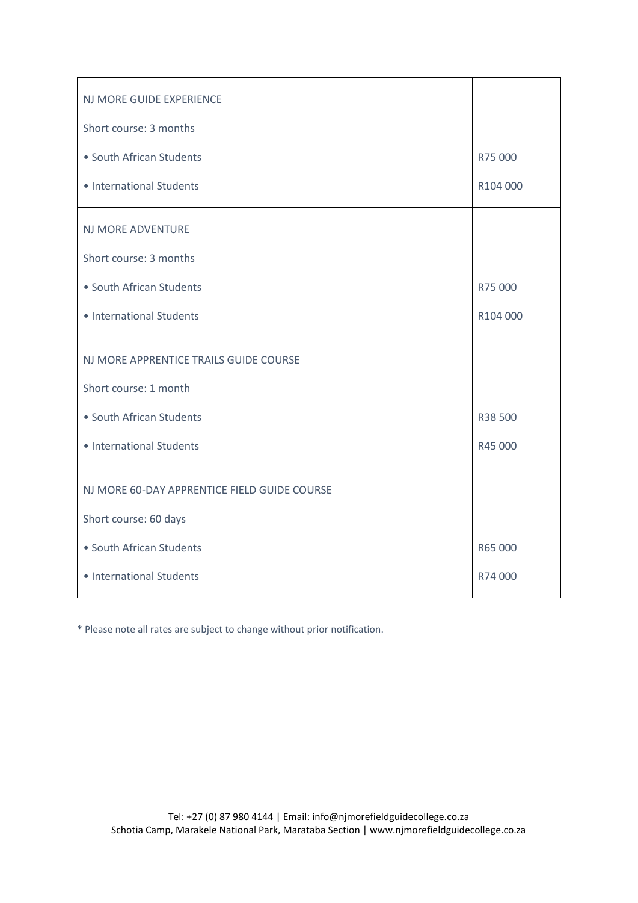| | |
|---|---|
| NJ MORE GUIDE EXPERIENCE | |
| Short course: 3 months | |
| • South African Students | R75 000 |
| • International Students | R104 000 |
| NJ MORE ADVENTURE | |
| Short course: 3 months | |
| • South African Students | R75 000 |
| • International Students | R104 000 |
| NJ MORE APPRENTICE TRAILS GUIDE COURSE | |
| Short course: 1 month | |
| • South African Students | R38 500 |
| • International Students | R45 000 |
| NJ MORE 60-DAY APPRENTICE FIELD GUIDE COURSE | |
| Short course: 60 days | |
| • South African Students | R65 000 |
| • International Students | R74 000 |

* Please note all rates are subject to change without prior notification.

Tel: +27 (0) 87 980 4144 | Email: info@njmorefieldguidecollege.co.za
Schotia Camp, Marakele National Park, Marataba Section | www.njmorefieldguidecollege.co.za